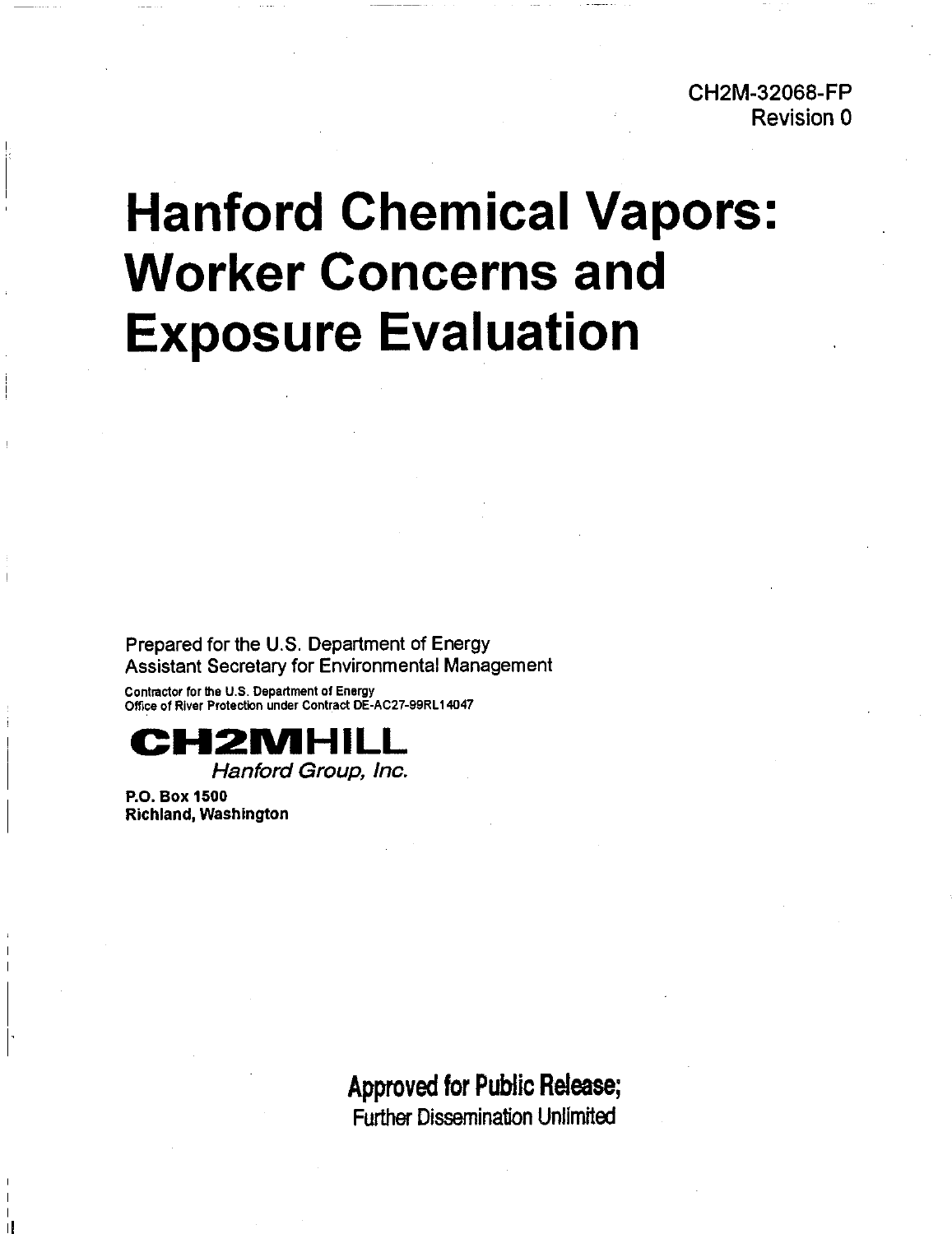CH2M-32068-FP
Revision 0

# Hanford Chemical Vapors: Worker Concerns and Exposure Evaluation

Prepared for the U.S. Department of Energy
Assistant Secretary for Environmental Management

Contractor for the U.S. Department of Energy
Office of River Protection under Contract DE-AC27-99RL14047

**CH2MHILL**
*Hanford Group, Inc.*

**P.O. Box 1500**
**Richland, Washington**

**Approved for Public Release;**
Further Dissemination Unlimited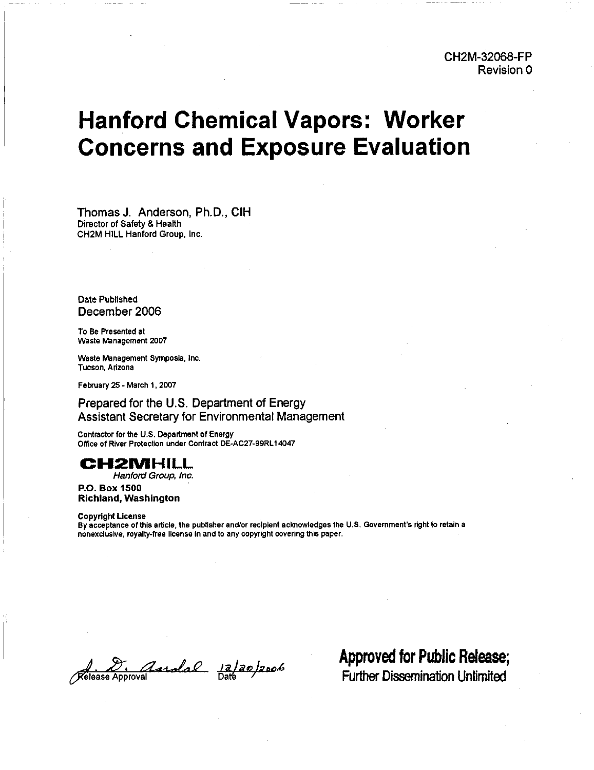CH2M-32068-FP
Revision 0

# Hanford Chemical Vapors: Worker Concerns and Exposure Evaluation

Thomas J. Anderson, Ph.D., CIH
Director of Safety & Health
CH2M HILL Hanford Group, Inc.

Date Published
December 2006

To Be Presented at
Waste Management 2007

Waste Management Symposia, Inc.
Tucson, Arizona

February 25 - March 1, 2007

Prepared for the U.S. Department of Energy
Assistant Secretary for Environmental Management

Contractor for the U.S. Department of Energy
Office of River Protection under Contract DE-AC27-99RL14047

**CH2MHILL**
*Hanford Group, Inc.*

**P.O. Box 1500**
**Richland, Washington**

**Copyright License**
By acceptance of this article, the publisher and/or recipient acknowledges the U.S. Government's right to retain a nonexclusive, royalty-free license in and to any copyright covering this paper.

J. D. Aardal 12/20/2006
Release Approval Date

**Approved for Public Release;**
**Further Dissemination Unlimited**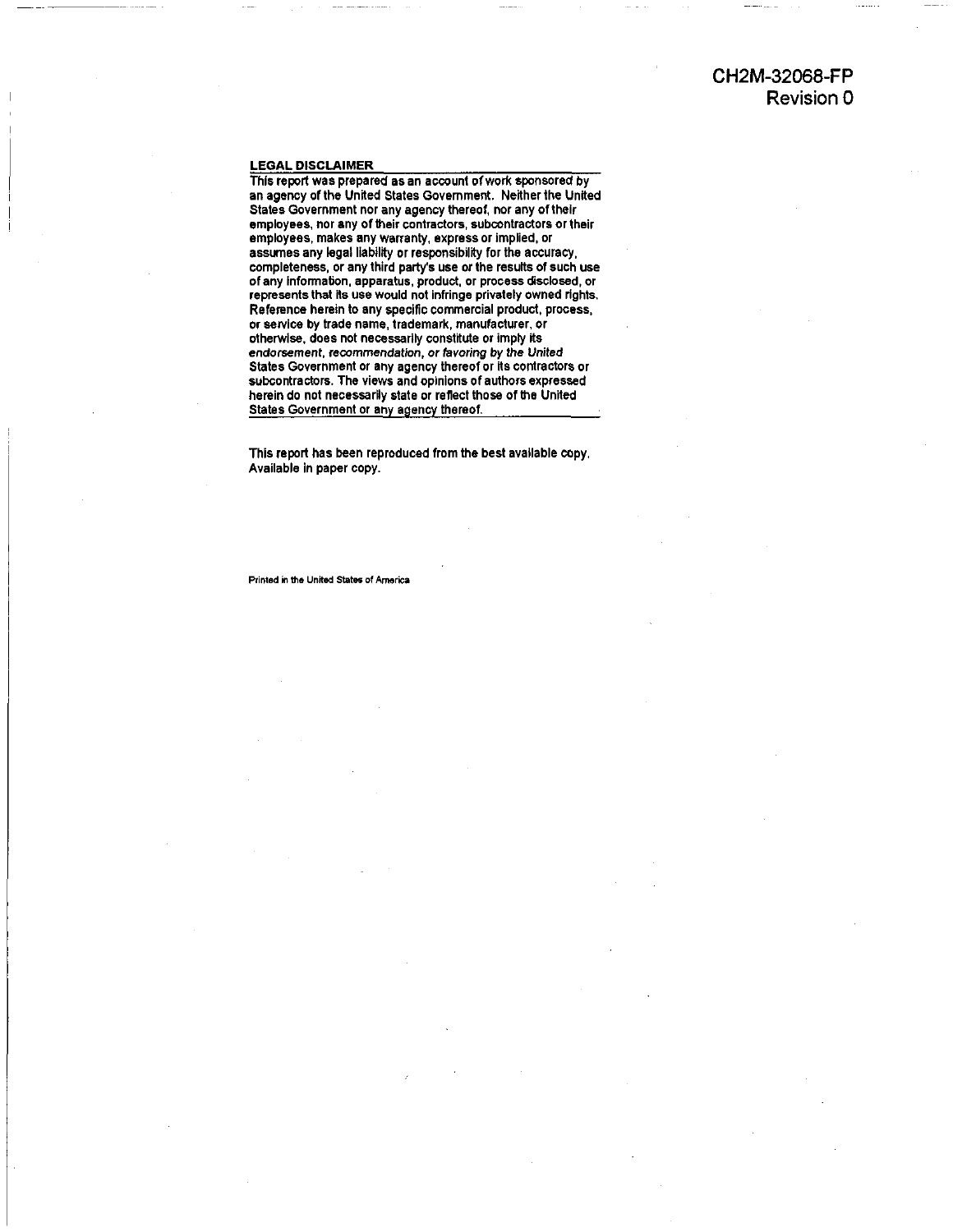CH2M-32068-FP
Revision 0

**LEGAL DISCLAIMER**

This report was prepared as an account of work sponsored by an agency of the United States Government. Neither the United States Government nor any agency thereof, nor any of their employees, nor any of their contractors, subcontractors or their employees, makes any warranty, express or implied, or assumes any legal liability or responsibility for the accuracy, completeness, or any third party's use or the results of such use of any information, apparatus, product, or process disclosed, or represents that its use would not infringe privately owned rights. Reference herein to any specific commercial product, process, or service by trade name, trademark, manufacturer, or otherwise, does not necessarily constitute or imply its *endorsement, recommendation, or favoring by the United* States Government or any agency thereof or its contractors or subcontractors. The views and opinions of authors expressed herein do not necessarily state or reflect those of the United States Government or any agency thereof.

This report has been reproduced from the best available copy. Available in paper copy.

Printed in the United States of America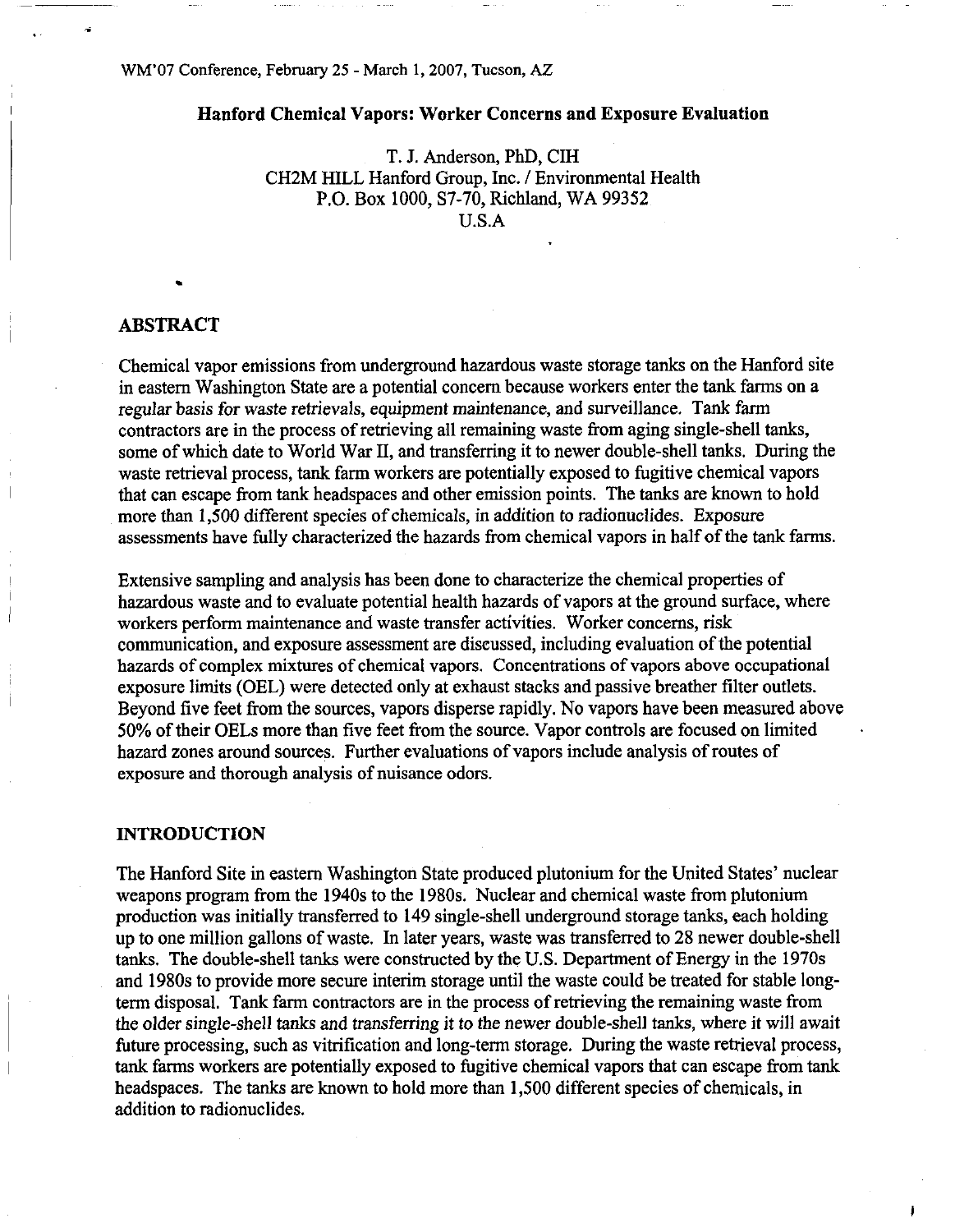WM'07 Conference, February 25 - March 1, 2007, Tucson, AZ

# Hanford Chemical Vapors: Worker Concerns and Exposure Evaluation

T. J. Anderson, PhD, CIH
CH2M HILL Hanford Group, Inc. / Environmental Health
P.O. Box 1000, S7-70, Richland, WA 99352
U.S.A

## ABSTRACT

Chemical vapor emissions from underground hazardous waste storage tanks on the Hanford site in eastern Washington State are a potential concern because workers enter the tank farms on a regular basis for waste retrievals, equipment maintenance, and surveillance. Tank farm contractors are in the process of retrieving all remaining waste from aging single-shell tanks, some of which date to World War II, and transferring it to newer double-shell tanks. During the waste retrieval process, tank farm workers are potentially exposed to fugitive chemical vapors that can escape from tank headspaces and other emission points. The tanks are known to hold more than 1,500 different species of chemicals, in addition to radionuclides. Exposure assessments have fully characterized the hazards from chemical vapors in half of the tank farms.

Extensive sampling and analysis has been done to characterize the chemical properties of hazardous waste and to evaluate potential health hazards of vapors at the ground surface, where workers perform maintenance and waste transfer activities. Worker concerns, risk communication, and exposure assessment are discussed, including evaluation of the potential hazards of complex mixtures of chemical vapors. Concentrations of vapors above occupational exposure limits (OEL) were detected only at exhaust stacks and passive breather filter outlets. Beyond five feet from the sources, vapors disperse rapidly. No vapors have been measured above 50% of their OELs more than five feet from the source. Vapor controls are focused on limited hazard zones around sources. Further evaluations of vapors include analysis of routes of exposure and thorough analysis of nuisance odors.

## INTRODUCTION

The Hanford Site in eastern Washington State produced plutonium for the United States' nuclear weapons program from the 1940s to the 1980s. Nuclear and chemical waste from plutonium production was initially transferred to 149 single-shell underground storage tanks, each holding up to one million gallons of waste. In later years, waste was transferred to 28 newer double-shell tanks. The double-shell tanks were constructed by the U.S. Department of Energy in the 1970s and 1980s to provide more secure interim storage until the waste could be treated for stable long-term disposal. Tank farm contractors are in the process of retrieving the remaining waste from the older single-shell tanks and transferring it to the newer double-shell tanks, where it will await future processing, such as vitrification and long-term storage. During the waste retrieval process, tank farms workers are potentially exposed to fugitive chemical vapors that can escape from tank headspaces. The tanks are known to hold more than 1,500 different species of chemicals, in addition to radionuclides.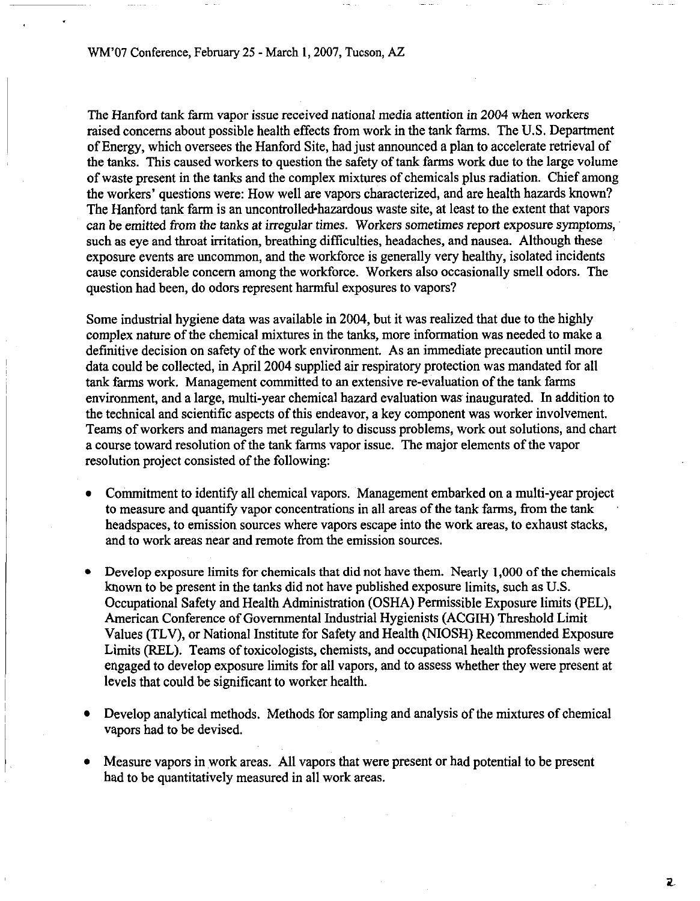The Hanford tank farm vapor issue received national media attention in 2004 when workers raised concerns about possible health effects from work in the tank farms. The U.S. Department of Energy, which oversees the Hanford Site, had just announced a plan to accelerate retrieval of the tanks. This caused workers to question the safety of tank farms work due to the large volume of waste present in the tanks and the complex mixtures of chemicals plus radiation. Chief among the workers' questions were: How well are vapors characterized, and are health hazards known? The Hanford tank farm is an uncontrolled-hazardous waste site, at least to the extent that vapors can be emitted from the tanks at irregular times. Workers sometimes report exposure symptoms, such as eye and throat irritation, breathing difficulties, headaches, and nausea. Although these exposure events are uncommon, and the workforce is generally very healthy, isolated incidents cause considerable concern among the workforce. Workers also occasionally smell odors. The question had been, do odors represent harmful exposures to vapors?

Some industrial hygiene data was available in 2004, but it was realized that due to the highly complex nature of the chemical mixtures in the tanks, more information was needed to make a definitive decision on safety of the work environment. As an immediate precaution until more data could be collected, in April 2004 supplied air respiratory protection was mandated for all tank farms work. Management committed to an extensive re-evaluation of the tank farms environment, and a large, multi-year chemical hazard evaluation was inaugurated. In addition to the technical and scientific aspects of this endeavor, a key component was worker involvement. Teams of workers and managers met regularly to discuss problems, work out solutions, and chart a course toward resolution of the tank farms vapor issue. The major elements of the vapor resolution project consisted of the following:

- Commitment to identify all chemical vapors. Management embarked on a multi-year project to measure and quantify vapor concentrations in all areas of the tank farms, from the tank headspaces, to emission sources where vapors escape into the work areas, to exhaust stacks, and to work areas near and remote from the emission sources.

- Develop exposure limits for chemicals that did not have them. Nearly 1,000 of the chemicals known to be present in the tanks did not have published exposure limits, such as U.S. Occupational Safety and Health Administration (OSHA) Permissible Exposure limits (PEL), American Conference of Governmental Industrial Hygienists (ACGIH) Threshold Limit Values (TLV), or National Institute for Safety and Health (NIOSH) Recommended Exposure Limits (REL). Teams of toxicologists, chemists, and occupational health professionals were engaged to develop exposure limits for all vapors, and to assess whether they were present at levels that could be significant to worker health.

- Develop analytical methods. Methods for sampling and analysis of the mixtures of chemical vapors had to be devised.

- Measure vapors in work areas. All vapors that were present or had potential to be present had to be quantitatively measured in all work areas.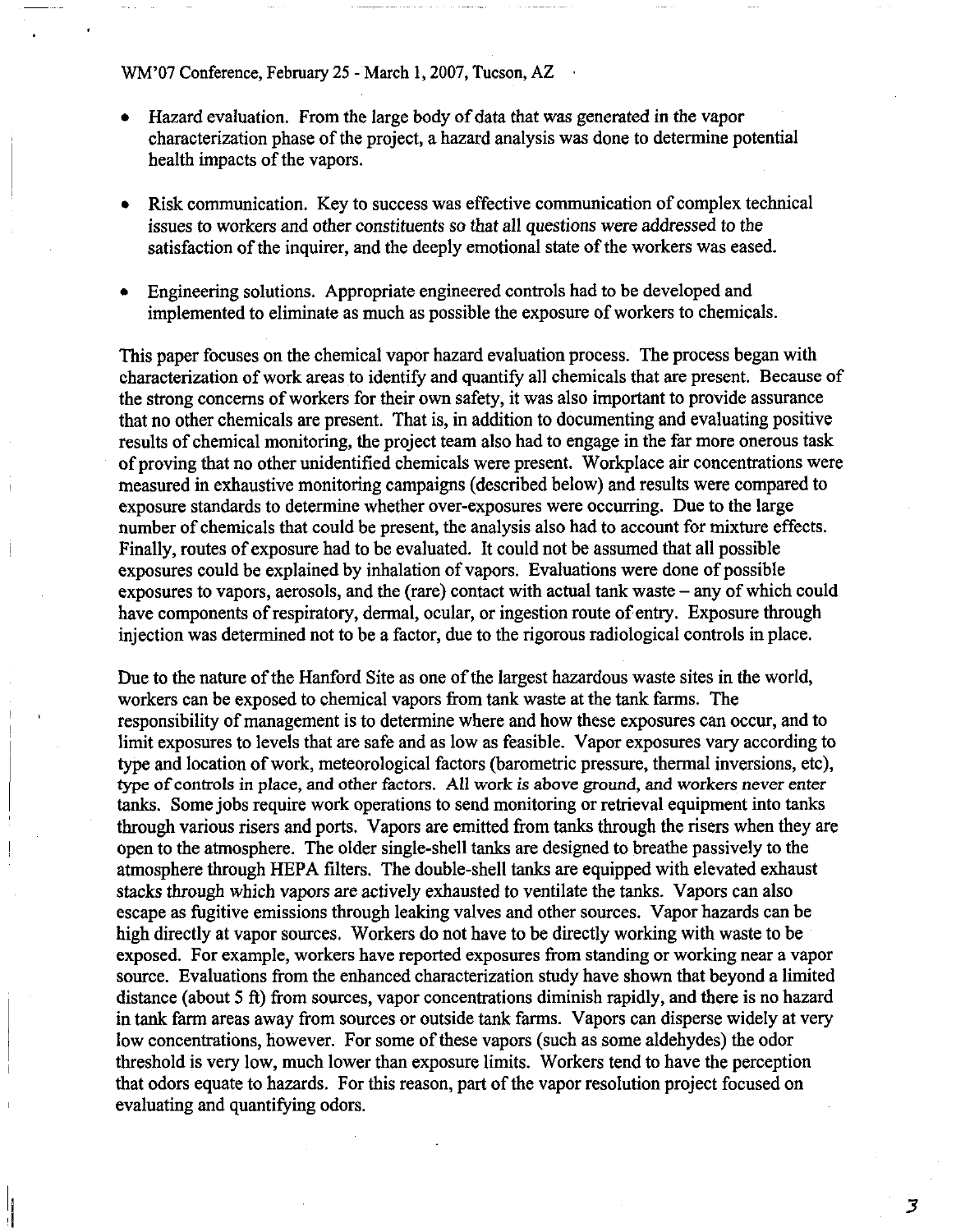- Hazard evaluation. From the large body of data that was generated in the vapor characterization phase of the project, a hazard analysis was done to determine potential health impacts of the vapors.

- Risk communication. Key to success was effective communication of complex technical issues to workers and other constituents so that all questions were addressed to the satisfaction of the inquirer, and the deeply emotional state of the workers was eased.

- Engineering solutions. Appropriate engineered controls had to be developed and implemented to eliminate as much as possible the exposure of workers to chemicals.

This paper focuses on the chemical vapor hazard evaluation process. The process began with characterization of work areas to identify and quantify all chemicals that are present. Because of the strong concerns of workers for their own safety, it was also important to provide assurance that no other chemicals are present. That is, in addition to documenting and evaluating positive results of chemical monitoring, the project team also had to engage in the far more onerous task of proving that no other unidentified chemicals were present. Workplace air concentrations were measured in exhaustive monitoring campaigns (described below) and results were compared to exposure standards to determine whether over-exposures were occurring. Due to the large number of chemicals that could be present, the analysis also had to account for mixture effects. Finally, routes of exposure had to be evaluated. It could not be assumed that all possible exposures could be explained by inhalation of vapors. Evaluations were done of possible exposures to vapors, aerosols, and the (rare) contact with actual tank waste – any of which could have components of respiratory, dermal, ocular, or ingestion route of entry. Exposure through injection was determined not to be a factor, due to the rigorous radiological controls in place.

Due to the nature of the Hanford Site as one of the largest hazardous waste sites in the world, workers can be exposed to chemical vapors from tank waste at the tank farms. The responsibility of management is to determine where and how these exposures can occur, and to limit exposures to levels that are safe and as low as feasible. Vapor exposures vary according to type and location of work, meteorological factors (barometric pressure, thermal inversions, etc), type of controls in place, and other factors. All work is above ground, and workers never enter tanks. Some jobs require work operations to send monitoring or retrieval equipment into tanks through various risers and ports. Vapors are emitted from tanks through the risers when they are open to the atmosphere. The older single-shell tanks are designed to breathe passively to the atmosphere through HEPA filters. The double-shell tanks are equipped with elevated exhaust stacks through which vapors are actively exhausted to ventilate the tanks. Vapors can also escape as fugitive emissions through leaking valves and other sources. Vapor hazards can be high directly at vapor sources. Workers do not have to be directly working with waste to be exposed. For example, workers have reported exposures from standing or working near a vapor source. Evaluations from the enhanced characterization study have shown that beyond a limited distance (about 5 ft) from sources, vapor concentrations diminish rapidly, and there is no hazard in tank farm areas away from sources or outside tank farms. Vapors can disperse widely at very low concentrations, however. For some of these vapors (such as some aldehydes) the odor threshold is very low, much lower than exposure limits. Workers tend to have the perception that odors equate to hazards. For this reason, part of the vapor resolution project focused on evaluating and quantifying odors.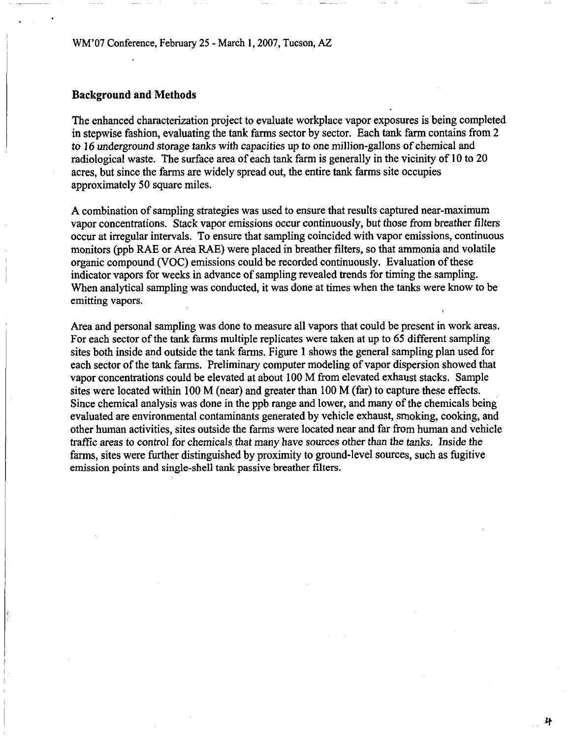## Background and Methods

The enhanced characterization project to evaluate workplace vapor exposures is being completed in stepwise fashion, evaluating the tank farms sector by sector. Each tank farm contains from 2 to 16 underground storage tanks with capacities up to one million-gallons of chemical and radiological waste. The surface area of each tank farm is generally in the vicinity of 10 to 20 acres, but since the farms are widely spread out, the entire tank farms site occupies approximately 50 square miles.

A combination of sampling strategies was used to ensure that results captured near-maximum vapor concentrations. Stack vapor emissions occur continuously, but those from breather filters occur at irregular intervals. To ensure that sampling coincided with vapor emissions, continuous monitors (ppb RAE or Area RAE) were placed in breather filters, so that ammonia and volatile organic compound (VOC) emissions could be recorded continuously. Evaluation of these indicator vapors for weeks in advance of sampling revealed trends for timing the sampling. When analytical sampling was conducted, it was done at times when the tanks were know to be emitting vapors.

Area and personal sampling was done to measure all vapors that could be present in work areas. For each sector of the tank farms multiple replicates were taken at up to 65 different sampling sites both inside and outside the tank farms. Figure 1 shows the general sampling plan used for each sector of the tank farms. Preliminary computer modeling of vapor dispersion showed that vapor concentrations could be elevated at about 100 M from elevated exhaust stacks. Sample sites were located within 100 M (near) and greater than 100 M (far) to capture these effects. Since chemical analysis was done in the ppb range and lower, and many of the chemicals being evaluated are environmental contaminants generated by vehicle exhaust, smoking, cooking, and other human activities, sites outside the farms were located near and far from human and vehicle traffic areas to control for chemicals that many have sources other than the tanks. Inside the farms, sites were further distinguished by proximity to ground-level sources, such as fugitive emission points and single-shell tank passive breather filters.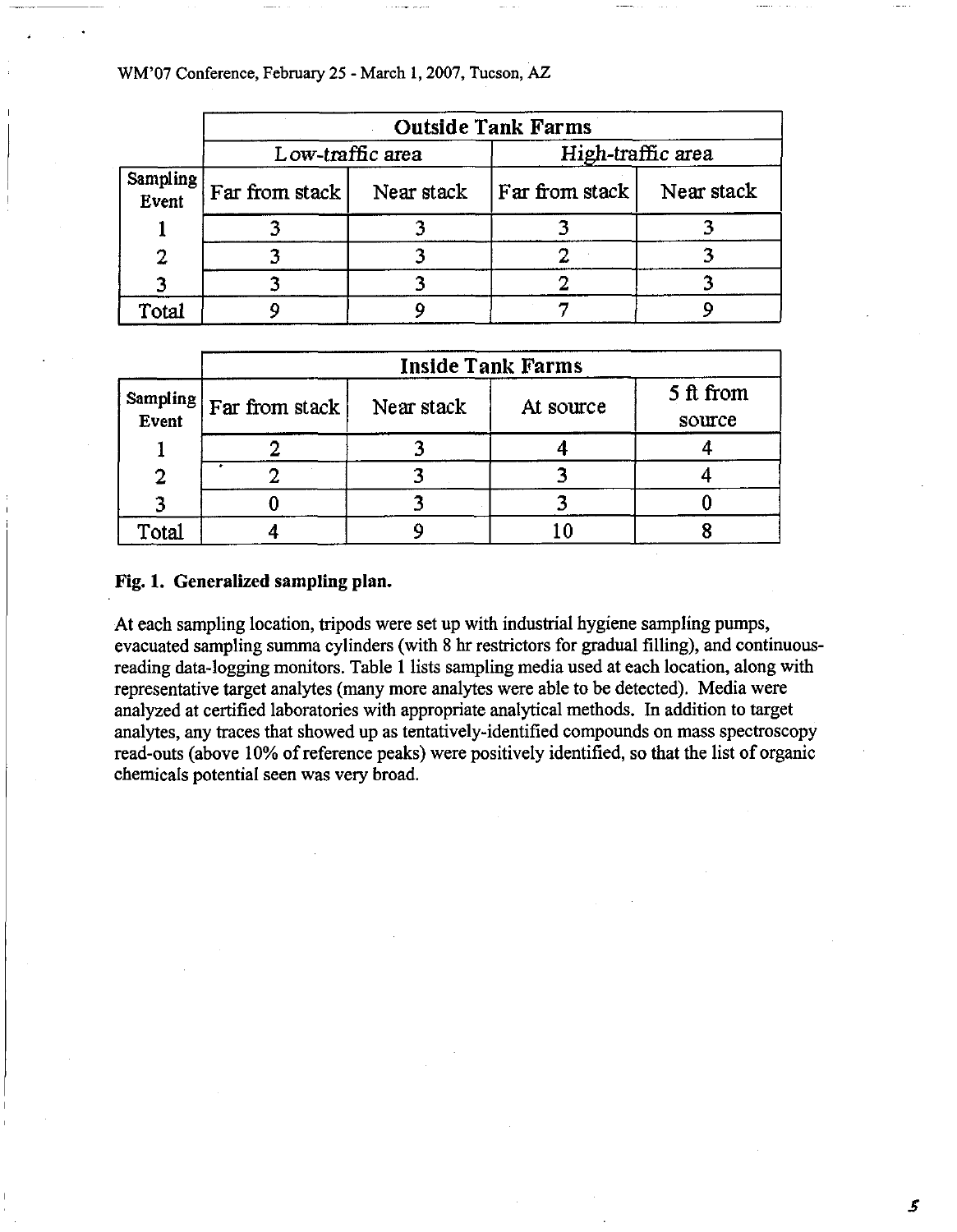| | Outside Tank Farms | | | |
|---|---|---|---|---|
| | Low-traffic area | | High-traffic area | |
| Sampling Event | Far from stack | Near stack | Far from stack | Near stack |
| 1 | 3 | 3 | 3 | 3 |
| 2 | 3 | 3 | 2 | 3 |
| 3 | 3 | 3 | 2 | 3 |
| Total | 9 | 9 | 7 | 9 |

| | Inside Tank Farms | | | |
|---|---|---|---|---|
| Sampling Event | Far from stack | Near stack | At source | 5 ft from source |
| 1 | 2 | 3 | 4 | 4 |
| 2 | 2 | 3 | 3 | 4 |
| 3 | 0 | 3 | 3 | 0 |
| Total | 4 | 9 | 10 | 8 |

**Fig. 1. Generalized sampling plan.**

At each sampling location, tripods were set up with industrial hygiene sampling pumps, evacuated sampling summa cylinders (with 8 hr restrictors for gradual filling), and continuous-reading data-logging monitors. Table 1 lists sampling media used at each location, along with representative target analytes (many more analytes were able to be detected). Media were analyzed at certified laboratories with appropriate analytical methods. In addition to target analytes, any traces that showed up as tentatively-identified compounds on mass spectroscopy read-outs (above 10% of reference peaks) were positively identified, so that the list of organic chemicals potential seen was very broad.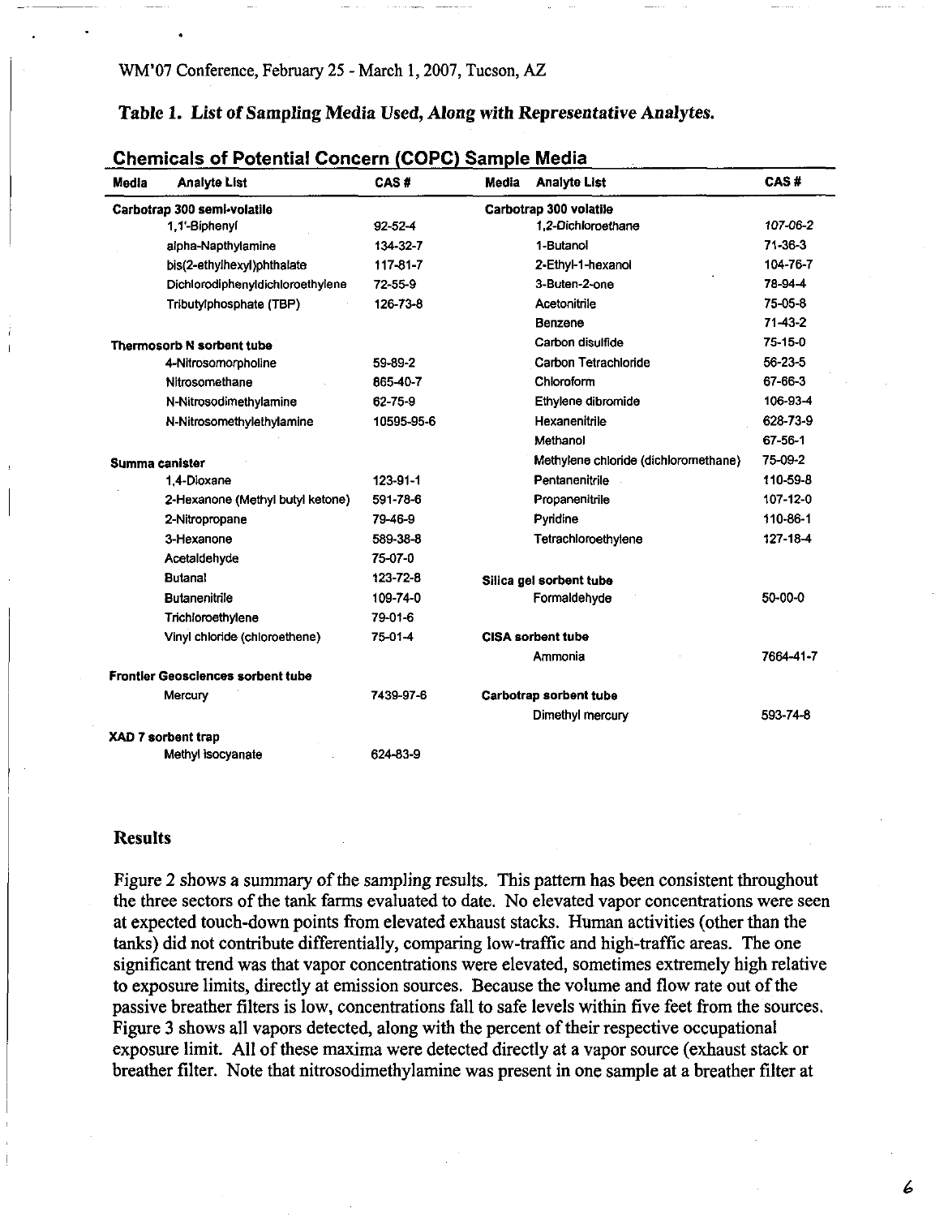**Table 1. *List of Sampling Media Used, Along with Representative Analytes.***

**Chemicals of Potential Concern (COPC) Sample Media**

| Media | Analyte List | CAS # | Media | Analyte List | CAS # |
|---|---|---|---|---|---|
| **Carbotrap 300 semi-volatile** | | | **Carbotrap 300 volatile** | | |
| | 1,1'-Biphenyl | 92-52-4 | | 1,2-Dichloroethane | 107-06-2 |
| | alpha-Napthylamine | 134-32-7 | | 1-Butanol | 71-36-3 |
| | bis(2-ethylhexyl)phthalate | 117-81-7 | | 2-Ethyl-1-hexanol | 104-76-7 |
| | Dichlorodiphenyldichloroethylene | 72-55-9 | | 3-Buten-2-one | 78-94-4 |
| | Tributylphosphate (TBP) | 126-73-8 | | Acetonitrile | 75-05-8 |
| | | | | Benzene | 71-43-2 |
| **Thermosorb N sorbent tube** | | | | Carbon disulfide | 75-15-0 |
| | 4-Nitrosomorpholine | 59-89-2 | | Carbon Tetrachloride | 56-23-5 |
| | Nitrosomethane | 865-40-7 | | Chloroform | 67-66-3 |
| | N-Nitrosodimethylamine | 62-75-9 | | Ethylene dibromide | 106-93-4 |
| | N-Nitrosomethylethylamine | 10595-95-6 | | Hexanenitrile | 628-73-9 |
| | | | | Methanol | 67-56-1 |
| **Summa canister** | | | | Methylene chloride (dichloromethane) | 75-09-2 |
| | 1,4-Dioxane | 123-91-1 | | Pentanenitrile | 110-59-8 |
| | 2-Hexanone (Methyl butyl ketone) | 591-78-6 | | Propanenitrile | 107-12-0 |
| | 2-Nitropropane | 79-46-9 | | Pyridine | 110-86-1 |
| | 3-Hexanone | 589-38-8 | | Tetrachloroethylene | 127-18-4 |
| | Acetaldehyde | 75-07-0 | | | |
| | Butanal | 123-72-8 | **Silica gel sorbent tube** | | |
| | Butanenitrile | 109-74-0 | | Formaldehyde | 50-00-0 |
| | Trichloroethylene | 79-01-6 | | | |
| | Vinyl chloride (chloroethene) | 75-01-4 | **CISA sorbent tube** | | |
| | | | | Ammonia | 7664-41-7 |
| **Frontier Geosciences sorbent tube** | | | | | |
| | Mercury | 7439-97-6 | **Carbotrap sorbent tube** | | |
| | | | | Dimethyl mercury | 593-74-8 |
| **XAD 7 sorbent trap** | | | | | |
| | Methyl isocyanate | 624-83-9 | | | |

## Results

Figure 2 shows a summary of the sampling results. This pattern has been consistent throughout the three sectors of the tank farms evaluated to date. No elevated vapor concentrations were seen at expected touch-down points from elevated exhaust stacks. Human activities (other than the tanks) did not contribute differentially, comparing low-traffic and high-traffic areas. The one significant trend was that vapor concentrations were elevated, sometimes extremely high relative to exposure limits, directly at emission sources. Because the volume and flow rate out of the passive breather filters is low, concentrations fall to safe levels within five feet from the sources. Figure 3 shows all vapors detected, along with the percent of their respective occupational exposure limit. All of these maxima were detected directly at a vapor source (exhaust stack or breather filter. Note that nitrosodimethylamine was present in one sample at a breather filter at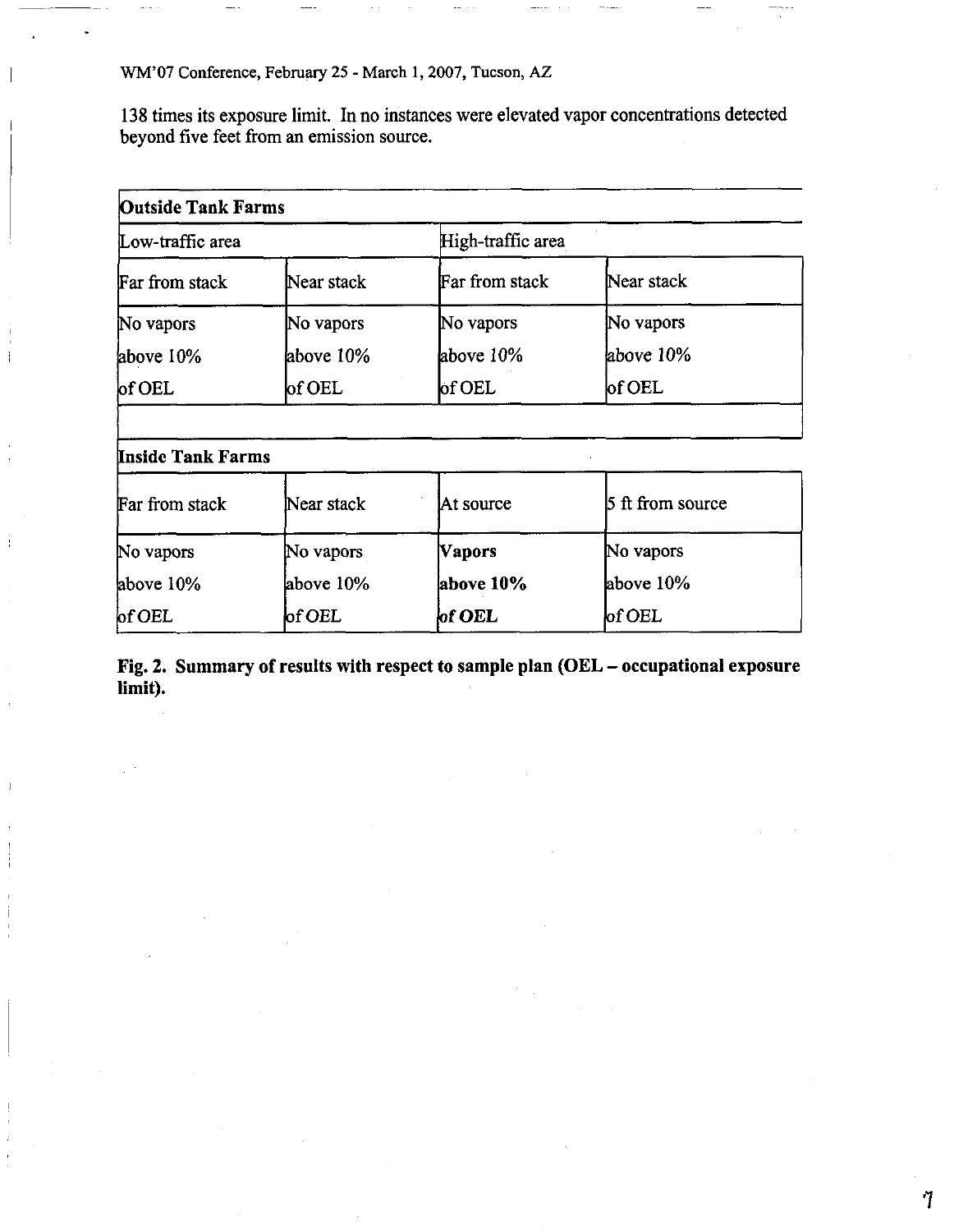138 times its exposure limit. In no instances were elevated vapor concentrations detected beyond five feet from an emission source.

| **Outside Tank Farms** | | | |
|---|---|---|---|
| Low-traffic area | | High-traffic area | |
| Far from stack | Near stack | Far from stack | Near stack |
| No vapors above 10% of OEL | No vapors above 10% of OEL | No vapors above 10% of OEL | No vapors above 10% of OEL |
| | | | |
| **Inside Tank Farms** | | | |
| Far from stack | Near stack | At source | 5 ft from source |
| No vapors above 10% of OEL | No vapors above 10% of OEL | **Vapors above 10% of OEL** | No vapors above 10% of OEL |

**Fig. 2. Summary of results with respect to sample plan (OEL – occupational exposure limit).**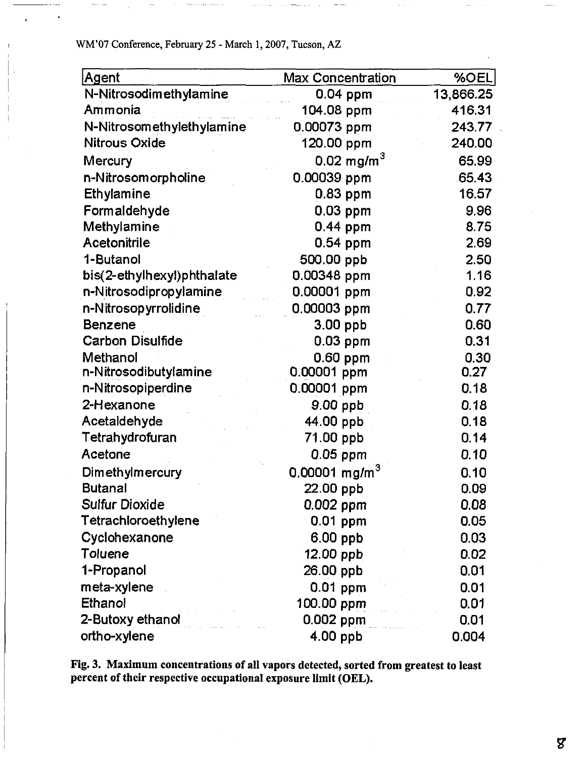| Agent | Max Concentration | %OEL |
|---|---|---|
| N-Nitrosodimethylamine | 0.04 ppm | 13,866.25 |
| Ammonia | 104.08 ppm | 416.31 |
| N-Nitrosomethylethylamine | 0.00073 ppm | 243.77 |
| Nitrous Oxide | 120.00 ppm | 240.00 |
| Mercury | 0.02 $mg/m^3$ | 65.99 |
| n-Nitrosomorpholine | 0.00039 ppm | 65.43 |
| Ethylamine | 0.83 ppm | 16.57 |
| Formaldehyde | 0.03 ppm | 9.96 |
| Methylamine | 0.44 ppm | 8.75 |
| Acetonitrile | 0.54 ppm | 2.69 |
| 1-Butanol | 500.00 ppb | 2.50 |
| bis(2-ethylhexyl)phthalate | 0.00348 ppm | 1.16 |
| n-Nitrosodipropylamine | 0.00001 ppm | 0.92 |
| n-Nitrosopyrrolidine | 0.00003 ppm | 0.77 |
| Benzene | 3.00 ppb | 0.60 |
| Carbon Disulfide | 0.03 ppm | 0.31 |
| Methanol | 0.60 ppm | 0.30 |
| n-Nitrosodibutylamine | 0.00001 ppm | 0.27 |
| n-Nitrosopiperdine | 0.00001 ppm | 0.18 |
| 2-Hexanone | 9.00 ppb | 0.18 |
| Acetaldehyde | 44.00 ppb | 0.18 |
| Tetrahydrofuran | 71.00 ppb | 0.14 |
| Acetone | 0.05 ppm | 0.10 |
| Dimethylmercury | 0.00001 $mg/m^3$ | 0.10 |
| Butanal | 22.00 ppb | 0.09 |
| Sulfur Dioxide | 0.002 ppm | 0.08 |
| Tetrachloroethylene | 0.01 ppm | 0.05 |
| Cyclohexanone | 6.00 ppb | 0.03 |
| Toluene | 12.00 ppb | 0.02 |
| 1-Propanol | 26.00 ppb | 0.01 |
| meta-xylene | 0.01 ppm | 0.01 |
| Ethanol | 100.00 ppm | 0.01 |
| 2-Butoxy ethanol | 0.002 ppm | 0.01 |
| ortho-xylene | 4.00 ppb | 0.004 |

**Fig. 3. Maximum concentrations of all vapors detected, sorted from greatest to least percent of their respective occupational exposure limit (OEL).**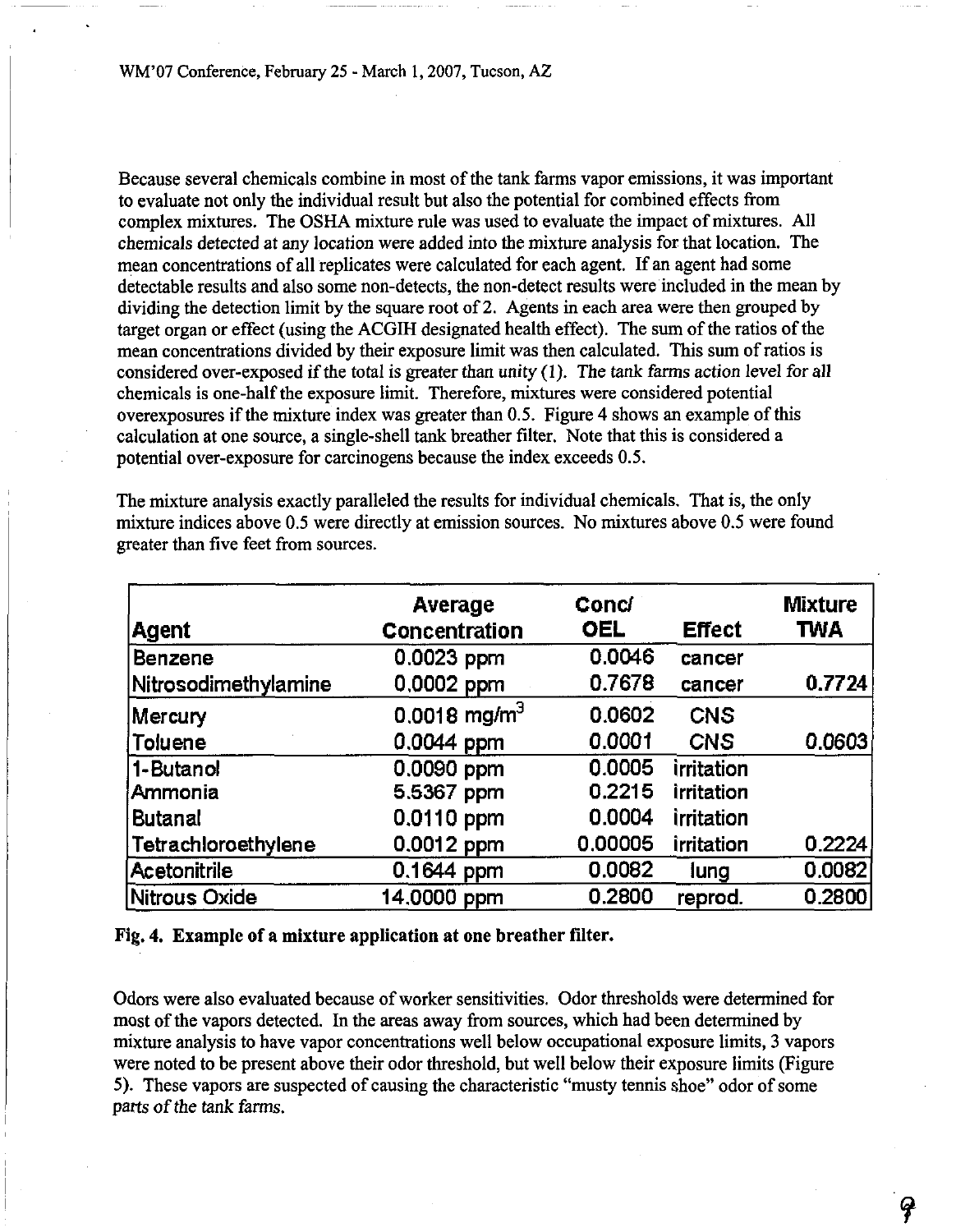Because several chemicals combine in most of the tank farms vapor emissions, it was important to evaluate not only the individual result but also the potential for combined effects from complex mixtures. The OSHA mixture rule was used to evaluate the impact of mixtures. All chemicals detected at any location were added into the mixture analysis for that location. The mean concentrations of all replicates were calculated for each agent. If an agent had some detectable results and also some non-detects, the non-detect results were included in the mean by dividing the detection limit by the square root of 2. Agents in each area were then grouped by target organ or effect (using the ACGIH designated health effect). The sum of the ratios of the mean concentrations divided by their exposure limit was then calculated. This sum of ratios is considered over-exposed if the total is greater than unity (1). The tank farms action level for all chemicals is one-half the exposure limit. Therefore, mixtures were considered potential overexposures if the mixture index was greater than 0.5. Figure 4 shows an example of this calculation at one source, a single-shell tank breather filter. Note that this is considered a potential over-exposure for carcinogens because the index exceeds 0.5.

The mixture analysis exactly paralleled the results for individual chemicals. That is, the only mixture indices above 0.5 were directly at emission sources. No mixtures above 0.5 were found greater than five feet from sources.

| Agent | Average Concentration | Conc/ OEL | Effect | Mixture TWA |
|---|---|---|---|---|
| Benzene | 0.0023 ppm | 0.0046 | cancer | |
| Nitrosodimethylamine | 0.0002 ppm | 0.7678 | cancer | 0.7724 |
| Mercury | 0.0018 mg/m$^3$ | 0.0602 | CNS | |
| Toluene | 0.0044 ppm | 0.0001 | CNS | 0.0603 |
| 1-Butanol | 0.0090 ppm | 0.0005 | irritation | |
| Ammonia | 5.5367 ppm | 0.2215 | irritation | |
| Butanal | 0.0110 ppm | 0.0004 | irritation | |
| Tetrachloroethylene | 0.0012 ppm | 0.00005 | irritation | 0.2224 |
| Acetonitrile | 0.1644 ppm | 0.0082 | lung | 0.0082 |
| Nitrous Oxide | 14.0000 ppm | 0.2800 | reprod. | 0.2800 |

**Fig. 4. Example of a mixture application at one breather filter.**

Odors were also evaluated because of worker sensitivities. Odor thresholds were determined for most of the vapors detected. In the areas away from sources, which had been determined by mixture analysis to have vapor concentrations well below occupational exposure limits, 3 vapors were noted to be present above their odor threshold, but well below their exposure limits (Figure 5). These vapors are suspected of causing the characteristic "musty tennis shoe" odor of some parts of the tank farms.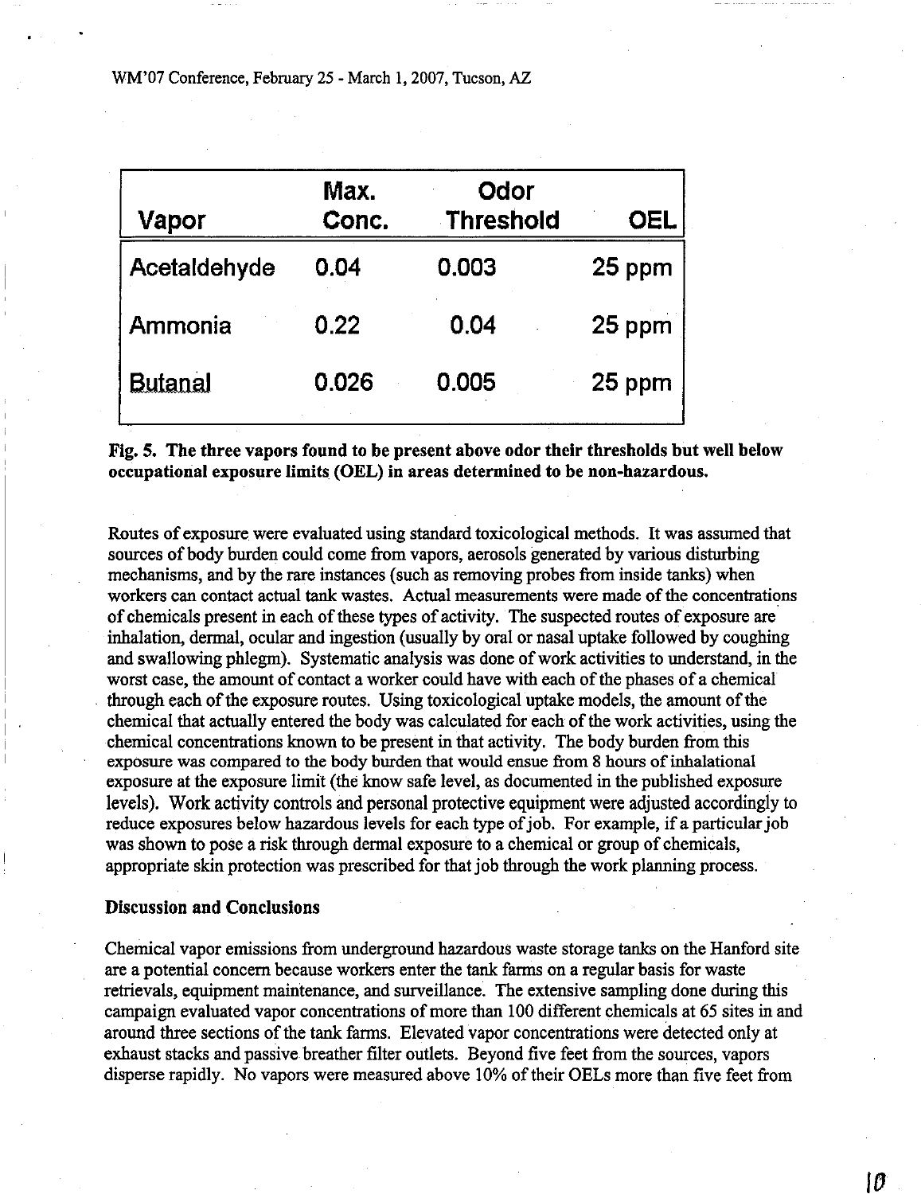| Vapor | Max. Conc. | Odor Threshold | OEL |
|---|---|---|---|
| Acetaldehyde | 0.04 | 0.003 | 25 ppm |
| Ammonia | 0.22 | 0.04 | 25 ppm |
| Butanal | 0.026 | 0.005 | 25 ppm |

**Fig. 5. The three vapors found to be present above odor their thresholds but well below occupational exposure limits (OEL) in areas determined to be non-hazardous.**

Routes of exposure were evaluated using standard toxicological methods. It was assumed that sources of body burden could come from vapors, aerosols generated by various disturbing mechanisms, and by the rare instances (such as removing probes from inside tanks) when workers can contact actual tank wastes. Actual measurements were made of the concentrations of chemicals present in each of these types of activity. The suspected routes of exposure are inhalation, dermal, ocular and ingestion (usually by oral or nasal uptake followed by coughing and swallowing phlegm). Systematic analysis was done of work activities to understand, in the worst case, the amount of contact a worker could have with each of the phases of a chemical through each of the exposure routes. Using toxicological uptake models, the amount of the chemical that actually entered the body was calculated for each of the work activities, using the chemical concentrations known to be present in that activity. The body burden from this exposure was compared to the body burden that would ensue from 8 hours of inhalational exposure at the exposure limit (the know safe level, as documented in the published exposure levels). Work activity controls and personal protective equipment were adjusted accordingly to reduce exposures below hazardous levels for each type of job. For example, if a particular job was shown to pose a risk through dermal exposure to a chemical or group of chemicals, appropriate skin protection was prescribed for that job through the work planning process.

### Discussion and Conclusions

Chemical vapor emissions from underground hazardous waste storage tanks on the Hanford site are a potential concern because workers enter the tank farms on a regular basis for waste retrievals, equipment maintenance, and surveillance. The extensive sampling done during this campaign evaluated vapor concentrations of more than 100 different chemicals at 65 sites in and around three sections of the tank farms. Elevated vapor concentrations were detected only at exhaust stacks and passive breather filter outlets. Beyond five feet from the sources, vapors disperse rapidly. No vapors were measured above 10% of their OELs more than five feet from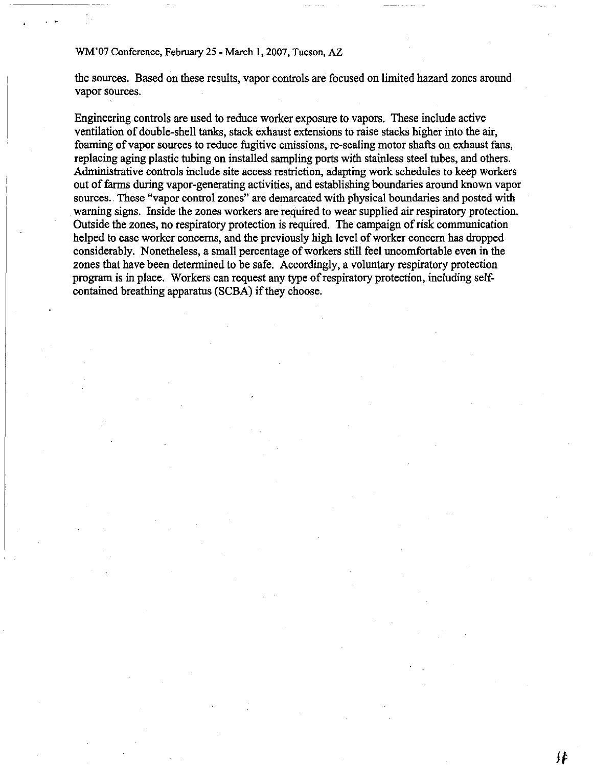the sources. Based on these results, vapor controls are focused on limited hazard zones around vapor sources.

Engineering controls are used to reduce worker exposure to vapors. These include active ventilation of double-shell tanks, stack exhaust extensions to raise stacks higher into the air, foaming of vapor sources to reduce fugitive emissions, re-sealing motor shafts on exhaust fans, replacing aging plastic tubing on installed sampling ports with stainless steel tubes, and others. Administrative controls include site access restriction, adapting work schedules to keep workers out of farms during vapor-generating activities, and establishing boundaries around known vapor sources. These "vapor control zones" are demarcated with physical boundaries and posted with warning signs. Inside the zones workers are required to wear supplied air respiratory protection. Outside the zones, no respiratory protection is required. The campaign of risk communication helped to ease worker concerns, and the previously high level of worker concern has dropped considerably. Nonetheless, a small percentage of workers still feel uncomfortable even in the zones that have been determined to be safe. Accordingly, a voluntary respiratory protection program is in place. Workers can request any type of respiratory protection, including self-contained breathing apparatus (SCBA) if they choose.